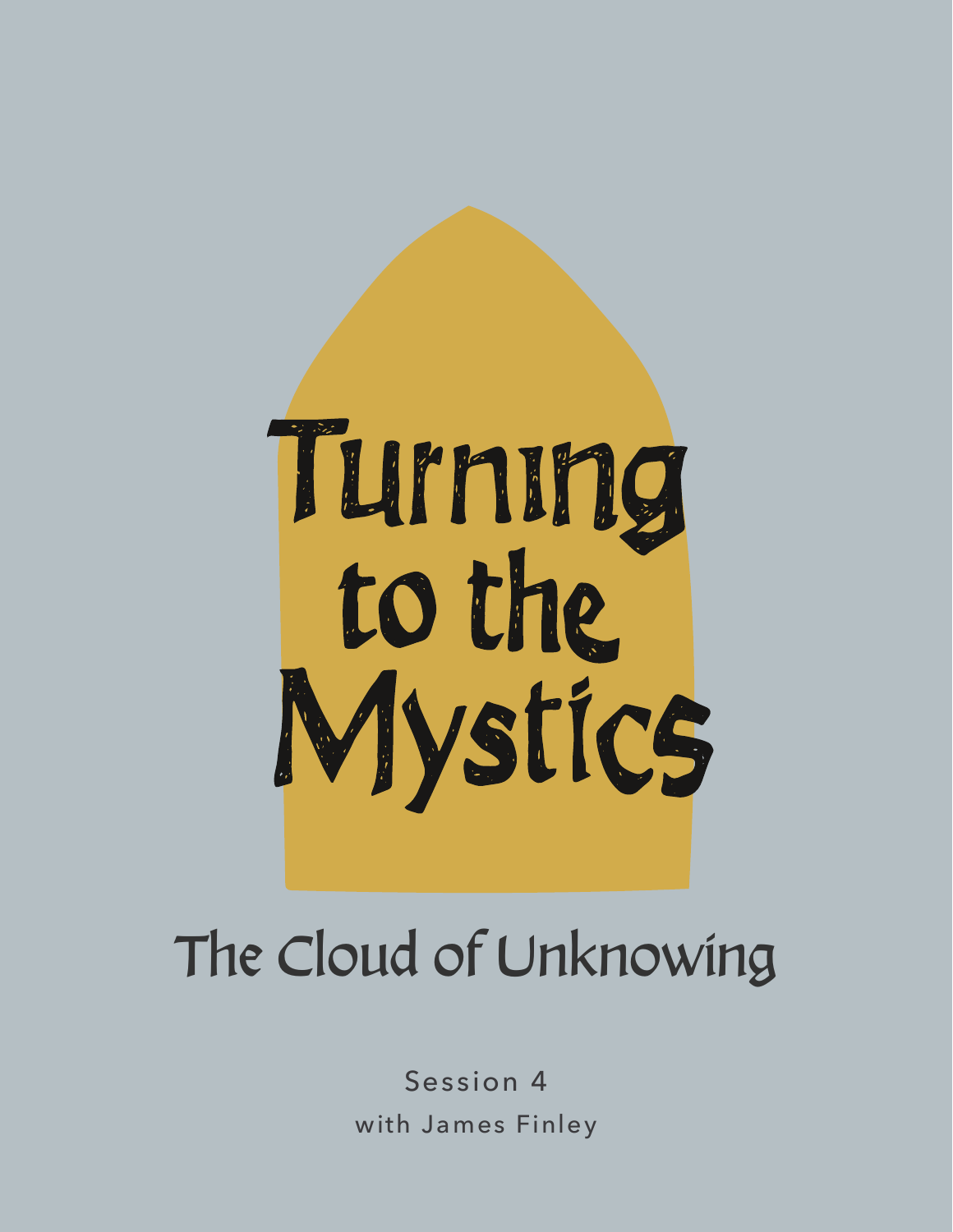# Turning to the Mystics

## The Cloud of Unknowing

Session 4

with James Finley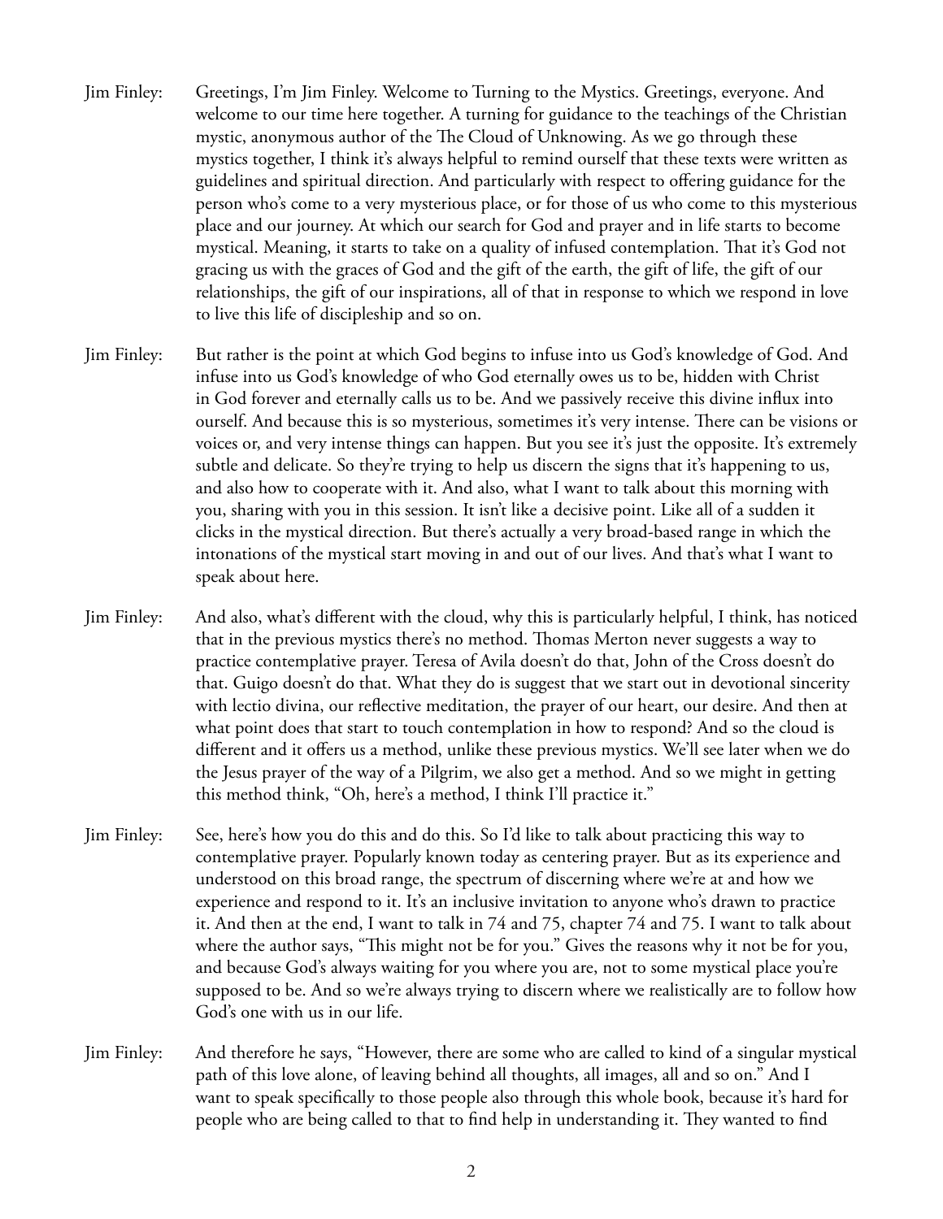Jim Finley: Greetings, I'm Jim Finley. Welcome to Turning to the Mystics. Greetings, everyone. And welcome to our time here together. A turning for guidance to the teachings of the Christian mystic, anonymous author of the The Cloud of Unknowing. As we go through these mystics together, I think it's always helpful to remind ourself that these texts were written as guidelines and spiritual direction. And particularly with respect to offering guidance for the person who's come to a very mysterious place, or for those of us who come to this mysterious place and our journey. At which our search for God and prayer and in life starts to become mystical. Meaning, it starts to take on a quality of infused contemplation. That it's God not gracing us with the graces of God and the gift of the earth, the gift of life, the gift of our relationships, the gift of our inspirations, all of that in response to which we respond in love to live this life of discipleship and so on.

Jim Finley: But rather is the point at which God begins to infuse into us God's knowledge of God. And infuse into us God's knowledge of who God eternally owes us to be, hidden with Christ in God forever and eternally calls us to be. And we passively receive this divine influx into ourself. And because this is so mysterious, sometimes it's very intense. There can be visions or voices or, and very intense things can happen. But you see it's just the opposite. It's extremely subtle and delicate. So they're trying to help us discern the signs that it's happening to us, and also how to cooperate with it. And also, what I want to talk about this morning with you, sharing with you in this session. It isn't like a decisive point. Like all of a sudden it clicks in the mystical direction. But there's actually a very broad-based range in which the intonations of the mystical start moving in and out of our lives. And that's what I want to speak about here.

Jim Finley: And also, what's different with the cloud, why this is particularly helpful, I think, has noticed that in the previous mystics there's no method. Thomas Merton never suggests a way to practice contemplative prayer. Teresa of Avila doesn't do that, John of the Cross doesn't do that. Guigo doesn't do that. What they do is suggest that we start out in devotional sincerity with lectio divina, our reflective meditation, the prayer of our heart, our desire. And then at what point does that start to touch contemplation in how to respond? And so the cloud is different and it offers us a method, unlike these previous mystics. We'll see later when we do the Jesus prayer of the way of a Pilgrim, we also get a method. And so we might in getting this method think, "Oh, here's a method, I think I'll practice it."

Jim Finley: See, here's how you do this and do this. So I'd like to talk about practicing this way to contemplative prayer. Popularly known today as centering prayer. But as its experience and understood on this broad range, the spectrum of discerning where we're at and how we experience and respond to it. It's an inclusive invitation to anyone who's drawn to practice it. And then at the end, I want to talk in 74 and 75, chapter 74 and 75. I want to talk about where the author says, "This might not be for you." Gives the reasons why it not be for you, and because God's always waiting for you where you are, not to some mystical place you're supposed to be. And so we're always trying to discern where we realistically are to follow how God's one with us in our life.

Jim Finley: And therefore he says, "However, there are some who are called to kind of a singular mystical path of this love alone, of leaving behind all thoughts, all images, all and so on." And I want to speak specifically to those people also through this whole book, because it's hard for people who are being called to that to find help in understanding it. They wanted to find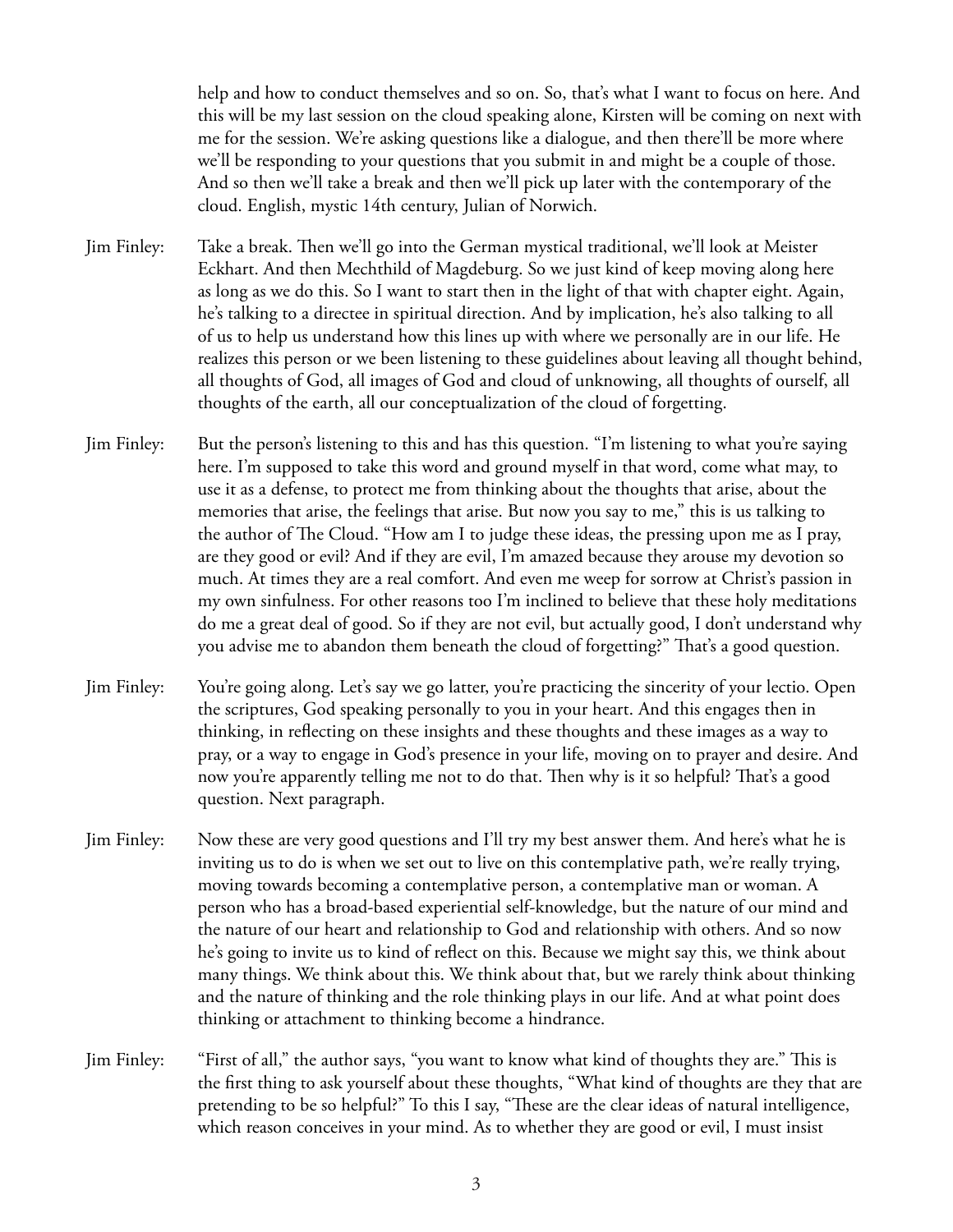help and how to conduct themselves and so on. So, that's what I want to focus on here. And this will be my last session on the cloud speaking alone, Kirsten will be coming on next with me for the session. We're asking questions like a dialogue, and then there'll be more where we'll be responding to your questions that you submit in and might be a couple of those. And so then we'll take a break and then we'll pick up later with the contemporary of the cloud. English, mystic 14th century, Julian of Norwich.

Jim Finley: Take a break. Then we'll go into the German mystical traditional, we'll look at Meister Eckhart. And then Mechthild of Magdeburg. So we just kind of keep moving along here as long as we do this. So I want to start then in the light of that with chapter eight. Again, he's talking to a directee in spiritual direction. And by implication, he's also talking to all of us to help us understand how this lines up with where we personally are in our life. He realizes this person or we been listening to these guidelines about leaving all thought behind, all thoughts of God, all images of God and cloud of unknowing, all thoughts of ourself, all thoughts of the earth, all our conceptualization of the cloud of forgetting.

Jim Finley: But the person's listening to this and has this question. "I'm listening to what you're saying here. I'm supposed to take this word and ground myself in that word, come what may, to use it as a defense, to protect me from thinking about the thoughts that arise, about the memories that arise, the feelings that arise. But now you say to me," this is us talking to the author of The Cloud. "How am I to judge these ideas, the pressing upon me as I pray, are they good or evil? And if they are evil, I'm amazed because they arouse my devotion so much. At times they are a real comfort. And even me weep for sorrow at Christ's passion in my own sinfulness. For other reasons too I'm inclined to believe that these holy meditations do me a great deal of good. So if they are not evil, but actually good, I don't understand why you advise me to abandon them beneath the cloud of forgetting?" That's a good question.

Jim Finley: You're going along. Let's say we go latter, you're practicing the sincerity of your lectio. Open the scriptures, God speaking personally to you in your heart. And this engages then in thinking, in reflecting on these insights and these thoughts and these images as a way to pray, or a way to engage in God's presence in your life, moving on to prayer and desire. And now you're apparently telling me not to do that. Then why is it so helpful? That's a good question. Next paragraph.

Jim Finley: Now these are very good questions and I'll try my best answer them. And here's what he is inviting us to do is when we set out to live on this contemplative path, we're really trying, moving towards becoming a contemplative person, a contemplative man or woman. A person who has a broad-based experiential self-knowledge, but the nature of our mind and the nature of our heart and relationship to God and relationship with others. And so now he's going to invite us to kind of reflect on this. Because we might say this, we think about many things. We think about this. We think about that, but we rarely think about thinking and the nature of thinking and the role thinking plays in our life. And at what point does thinking or attachment to thinking become a hindrance.

Jim Finley: "First of all," the author says, "you want to know what kind of thoughts they are." This is the first thing to ask yourself about these thoughts, "What kind of thoughts are they that are pretending to be so helpful?" To this I say, "These are the clear ideas of natural intelligence, which reason conceives in your mind. As to whether they are good or evil, I must insist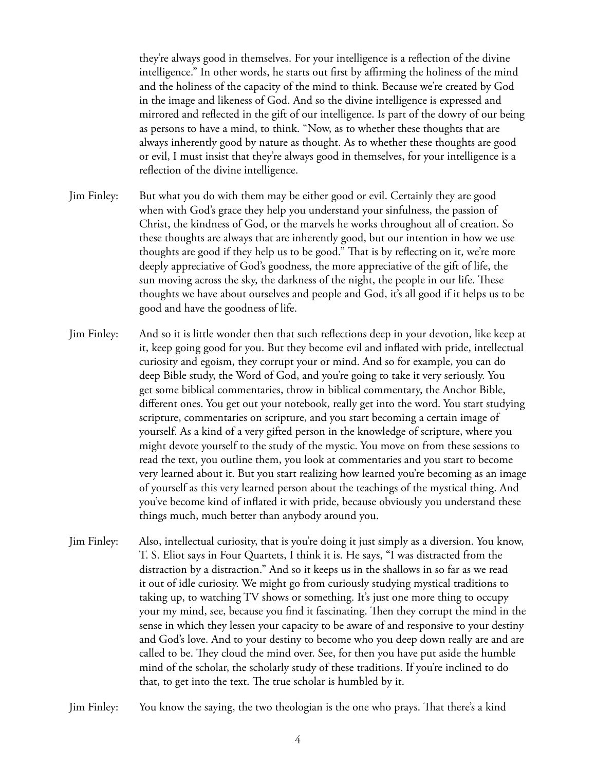they're always good in themselves. For your intelligence is a reflection of the divine intelligence." In other words, he starts out first by affirming the holiness of the mind and the holiness of the capacity of the mind to think. Because we're created by God in the image and likeness of God. And so the divine intelligence is expressed and mirrored and reflected in the gift of our intelligence. Is part of the dowry of our being as persons to have a mind, to think. "Now, as to whether these thoughts that are always inherently good by nature as thought. As to whether these thoughts are good or evil, I must insist that they're always good in themselves, for your intelligence is a reflection of the divine intelligence.

Jim Finley: But what you do with them may be either good or evil. Certainly they are good when with God's grace they help you understand your sinfulness, the passion of Christ, the kindness of God, or the marvels he works throughout all of creation. So these thoughts are always that are inherently good, but our intention in how we use thoughts are good if they help us to be good." That is by reflecting on it, we're more deeply appreciative of God's goodness, the more appreciative of the gift of life, the sun moving across the sky, the darkness of the night, the people in our life. These thoughts we have about ourselves and people and God, it's all good if it helps us to be good and have the goodness of life.

Jim Finley: And so it is little wonder then that such reflections deep in your devotion, like keep at it, keep going good for you. But they become evil and inflated with pride, intellectual curiosity and egoism, they corrupt your or mind. And so for example, you can do deep Bible study, the Word of God, and you're going to take it very seriously. You get some biblical commentaries, throw in biblical commentary, the Anchor Bible, different ones. You get out your notebook, really get into the word. You start studying scripture, commentaries on scripture, and you start becoming a certain image of yourself. As a kind of a very gifted person in the knowledge of scripture, where you might devote yourself to the study of the mystic. You move on from these sessions to read the text, you outline them, you look at commentaries and you start to become very learned about it. But you start realizing how learned you're becoming as an image of yourself as this very learned person about the teachings of the mystical thing. And you've become kind of inflated it with pride, because obviously you understand these things much, much better than anybody around you.

Jim Finley: Also, intellectual curiosity, that is you're doing it just simply as a diversion. You know, T. S. Eliot says in Four Quartets, I think it is. He says, "I was distracted from the distraction by a distraction." And so it keeps us in the shallows in so far as we read it out of idle curiosity. We might go from curiously studying mystical traditions to taking up, to watching TV shows or something. It's just one more thing to occupy your my mind, see, because you find it fascinating. Then they corrupt the mind in the sense in which they lessen your capacity to be aware of and responsive to your destiny and God's love. And to your destiny to become who you deep down really are and are called to be. They cloud the mind over. See, for then you have put aside the humble mind of the scholar, the scholarly study of these traditions. If you're inclined to do that, to get into the text. The true scholar is humbled by it.

Jim Finley: You know the saying, the two theologian is the one who prays. That there's a kind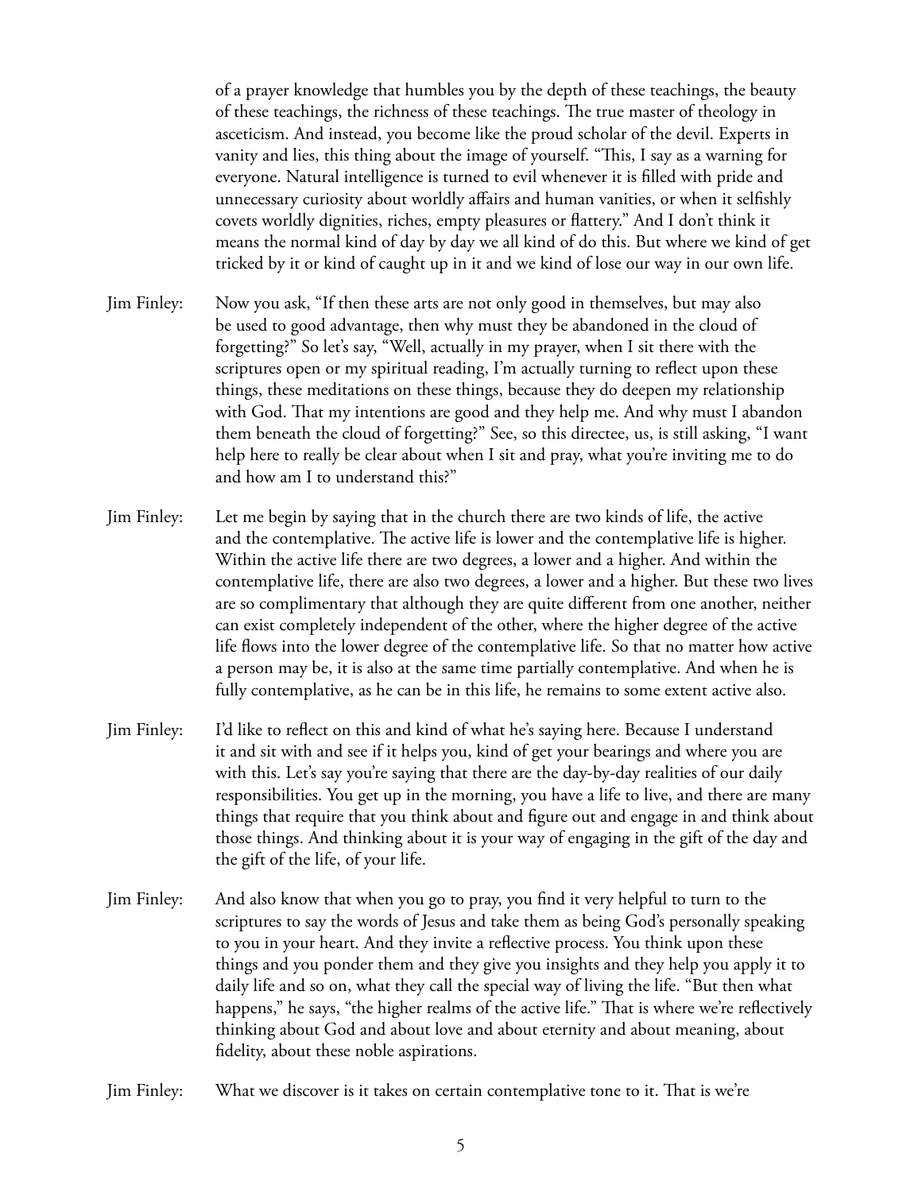of a prayer knowledge that humbles you by the depth of these teachings, the beauty of these teachings, the richness of these teachings. The true master of theology in asceticism. And instead, you become like the proud scholar of the devil. Experts in vanity and lies, this thing about the image of yourself. "This, I say as a warning for everyone. Natural intelligence is turned to evil whenever it is filled with pride and unnecessary curiosity about worldly affairs and human vanities, or when it selfishly covets worldly dignities, riches, empty pleasures or flattery." And I don't think it means the normal kind of day by day we all kind of do this. But where we kind of get tricked by it or kind of caught up in it and we kind of lose our way in our own life.

Jim Finley: Now you ask, "If then these arts are not only good in themselves, but may also be used to good advantage, then why must they be abandoned in the cloud of forgetting?" So let's say, "Well, actually in my prayer, when I sit there with the scriptures open or my spiritual reading, I'm actually turning to reflect upon these things, these meditations on these things, because they do deepen my relationship with God. That my intentions are good and they help me. And why must I abandon them beneath the cloud of forgetting?" See, so this directee, us, is still asking, "I want help here to really be clear about when I sit and pray, what you're inviting me to do and how am I to understand this?"

Jim Finley: Let me begin by saying that in the church there are two kinds of life, the active and the contemplative. The active life is lower and the contemplative life is higher. Within the active life there are two degrees, a lower and a higher. And within the contemplative life, there are also two degrees, a lower and a higher. But these two lives are so complimentary that although they are quite different from one another, neither can exist completely independent of the other, where the higher degree of the active life flows into the lower degree of the contemplative life. So that no matter how active a person may be, it is also at the same time partially contemplative. And when he is fully contemplative, as he can be in this life, he remains to some extent active also.

Jim Finley: I'd like to reflect on this and kind of what he's saying here. Because I understand it and sit with and see if it helps you, kind of get your bearings and where you are with this. Let's say you're saying that there are the day-by-day realities of our daily responsibilities. You get up in the morning, you have a life to live, and there are many things that require that you think about and figure out and engage in and think about those things. And thinking about it is your way of engaging in the gift of the day and the gift of the life, of your life.

Jim Finley: And also know that when you go to pray, you find it very helpful to turn to the scriptures to say the words of Jesus and take them as being God's personally speaking to you in your heart. And they invite a reflective process. You think upon these things and you ponder them and they give you insights and they help you apply it to daily life and so on, what they call the special way of living the life. "But then what happens," he says, "the higher realms of the active life." That is where we're reflectively thinking about God and about love and about eternity and about meaning, about fidelity, about these noble aspirations.

Jim Finley: What we discover is it takes on certain contemplative tone to it. That is we're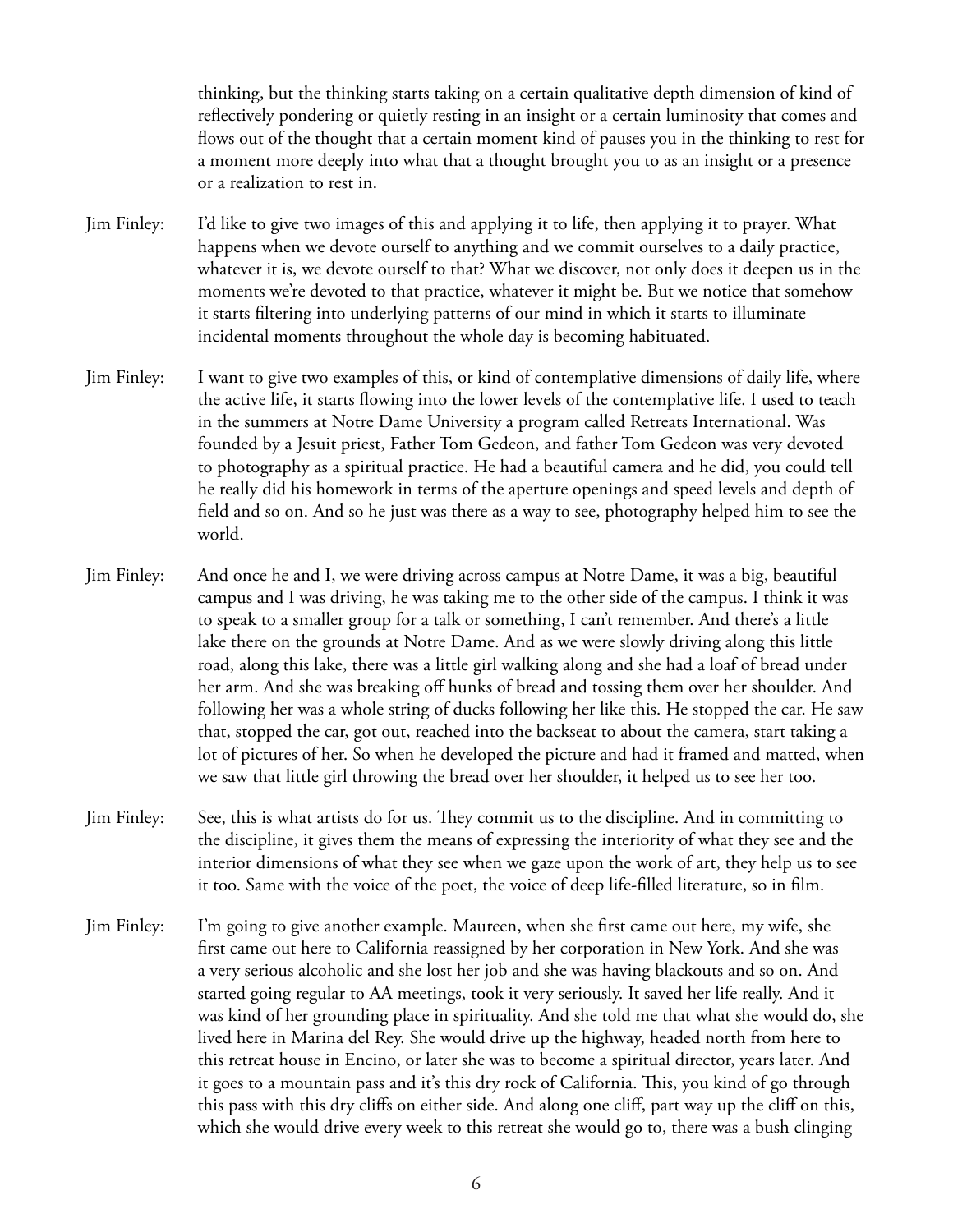thinking, but the thinking starts taking on a certain qualitative depth dimension of kind of reflectively pondering or quietly resting in an insight or a certain luminosity that comes and flows out of the thought that a certain moment kind of pauses you in the thinking to rest for a moment more deeply into what that a thought brought you to as an insight or a presence or a realization to rest in.

Jim Finley: I'd like to give two images of this and applying it to life, then applying it to prayer. What happens when we devote ourself to anything and we commit ourselves to a daily practice, whatever it is, we devote ourself to that? What we discover, not only does it deepen us in the moments we're devoted to that practice, whatever it might be. But we notice that somehow it starts filtering into underlying patterns of our mind in which it starts to illuminate incidental moments throughout the whole day is becoming habituated.

Jim Finley: I want to give two examples of this, or kind of contemplative dimensions of daily life, where the active life, it starts flowing into the lower levels of the contemplative life. I used to teach in the summers at Notre Dame University a program called Retreats International. Was founded by a Jesuit priest, Father Tom Gedeon, and father Tom Gedeon was very devoted to photography as a spiritual practice. He had a beautiful camera and he did, you could tell he really did his homework in terms of the aperture openings and speed levels and depth of field and so on. And so he just was there as a way to see, photography helped him to see the world.

Jim Finley: And once he and I, we were driving across campus at Notre Dame, it was a big, beautiful campus and I was driving, he was taking me to the other side of the campus. I think it was to speak to a smaller group for a talk or something, I can't remember. And there's a little lake there on the grounds at Notre Dame. And as we were slowly driving along this little road, along this lake, there was a little girl walking along and she had a loaf of bread under her arm. And she was breaking off hunks of bread and tossing them over her shoulder. And following her was a whole string of ducks following her like this. He stopped the car. He saw that, stopped the car, got out, reached into the backseat to about the camera, start taking a lot of pictures of her. So when he developed the picture and had it framed and matted, when we saw that little girl throwing the bread over her shoulder, it helped us to see her too.

Jim Finley: See, this is what artists do for us. They commit us to the discipline. And in committing to the discipline, it gives them the means of expressing the interiority of what they see and the interior dimensions of what they see when we gaze upon the work of art, they help us to see it too. Same with the voice of the poet, the voice of deep life-filled literature, so in film.

Jim Finley: I'm going to give another example. Maureen, when she first came out here, my wife, she first came out here to California reassigned by her corporation in New York. And she was a very serious alcoholic and she lost her job and she was having blackouts and so on. And started going regular to AA meetings, took it very seriously. It saved her life really. And it was kind of her grounding place in spirituality. And she told me that what she would do, she lived here in Marina del Rey. She would drive up the highway, headed north from here to this retreat house in Encino, or later she was to become a spiritual director, years later. And it goes to a mountain pass and it's this dry rock of California. This, you kind of go through this pass with this dry cliffs on either side. And along one cliff, part way up the cliff on this, which she would drive every week to this retreat she would go to, there was a bush clinging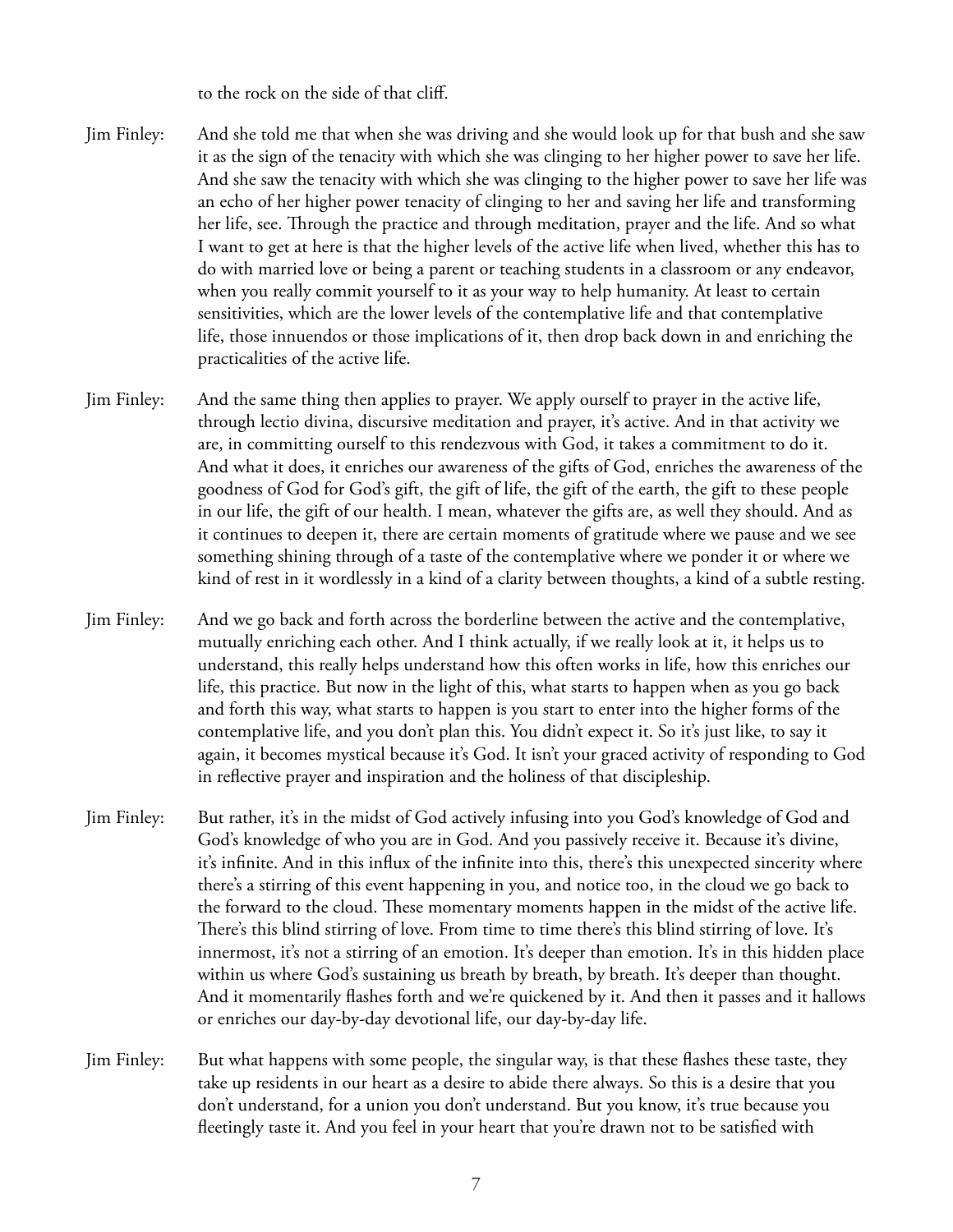to the rock on the side of that cliff.

Jim Finley: And she told me that when she was driving and she would look up for that bush and she saw it as the sign of the tenacity with which she was clinging to her higher power to save her life. And she saw the tenacity with which she was clinging to the higher power to save her life was an echo of her higher power tenacity of clinging to her and saving her life and transforming her life, see. Through the practice and through meditation, prayer and the life. And so what I want to get at here is that the higher levels of the active life when lived, whether this has to do with married love or being a parent or teaching students in a classroom or any endeavor, when you really commit yourself to it as your way to help humanity. At least to certain sensitivities, which are the lower levels of the contemplative life and that contemplative life, those innuendos or those implications of it, then drop back down in and enriching the practicalities of the active life.

Jim Finley: And the same thing then applies to prayer. We apply ourself to prayer in the active life, through lectio divina, discursive meditation and prayer, it's active. And in that activity we are, in committing ourself to this rendezvous with God, it takes a commitment to do it. And what it does, it enriches our awareness of the gifts of God, enriches the awareness of the goodness of God for God's gift, the gift of life, the gift of the earth, the gift to these people in our life, the gift of our health. I mean, whatever the gifts are, as well they should. And as it continues to deepen it, there are certain moments of gratitude where we pause and we see something shining through of a taste of the contemplative where we ponder it or where we kind of rest in it wordlessly in a kind of a clarity between thoughts, a kind of a subtle resting.

Jim Finley: And we go back and forth across the borderline between the active and the contemplative, mutually enriching each other. And I think actually, if we really look at it, it helps us to understand, this really helps understand how this often works in life, how this enriches our life, this practice. But now in the light of this, what starts to happen when as you go back and forth this way, what starts to happen is you start to enter into the higher forms of the contemplative life, and you don't plan this. You didn't expect it. So it's just like, to say it again, it becomes mystical because it's God. It isn't your graced activity of responding to God in reflective prayer and inspiration and the holiness of that discipleship.

Jim Finley: But rather, it's in the midst of God actively infusing into you God's knowledge of God and God's knowledge of who you are in God. And you passively receive it. Because it's divine, it's infinite. And in this influx of the infinite into this, there's this unexpected sincerity where there's a stirring of this event happening in you, and notice too, in the cloud we go back to the forward to the cloud. These momentary moments happen in the midst of the active life. There's this blind stirring of love. From time to time there's this blind stirring of love. It's innermost, it's not a stirring of an emotion. It's deeper than emotion. It's in this hidden place within us where God's sustaining us breath by breath, by breath. It's deeper than thought. And it momentarily flashes forth and we're quickened by it. And then it passes and it hallows or enriches our day-by-day devotional life, our day-by-day life.

Jim Finley: But what happens with some people, the singular way, is that these flashes these taste, they take up residents in our heart as a desire to abide there always. So this is a desire that you don't understand, for a union you don't understand. But you know, it's true because you fleetingly taste it. And you feel in your heart that you're drawn not to be satisfied with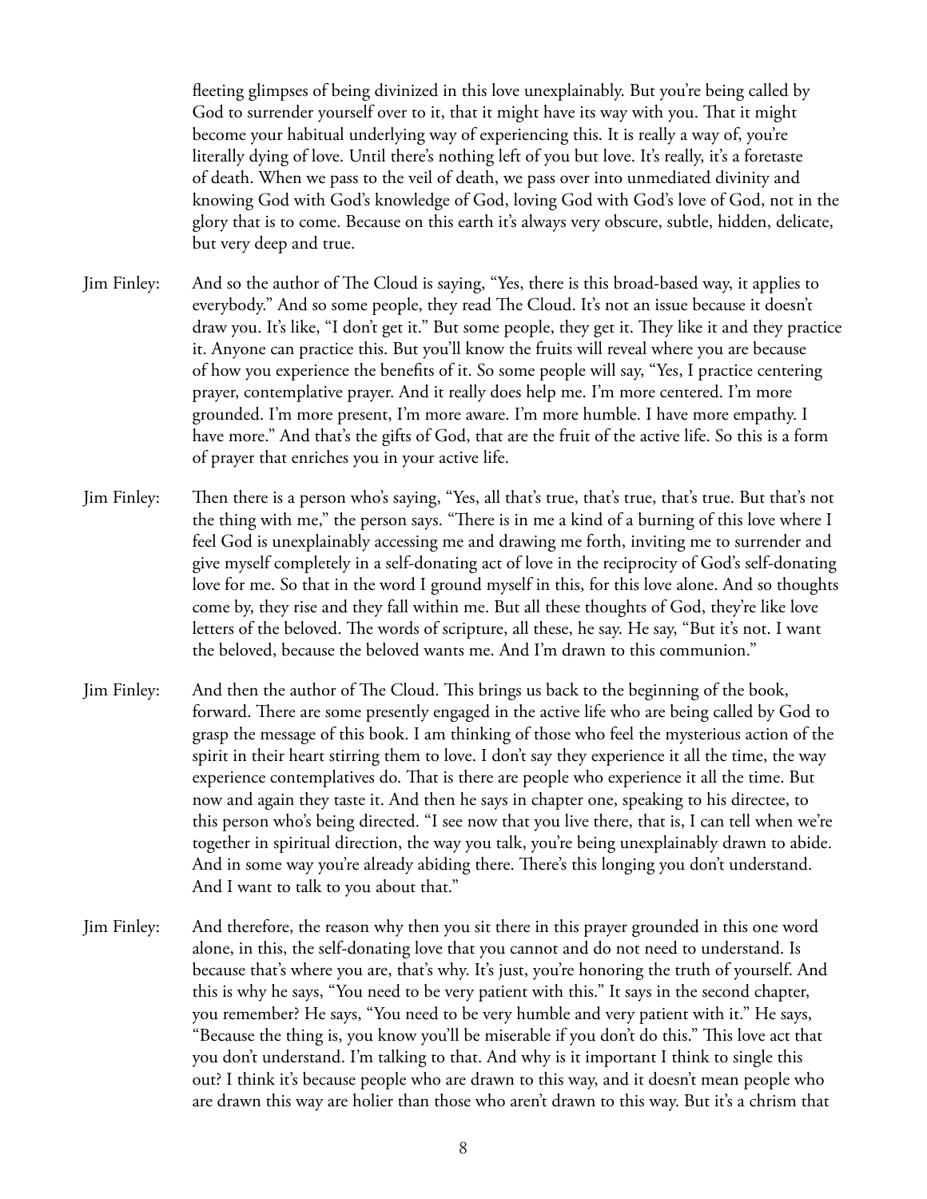fleeting glimpses of being divinized in this love unexplainably. But you're being called by God to surrender yourself over to it, that it might have its way with you. That it might become your habitual underlying way of experiencing this. It is really a way of, you're literally dying of love. Until there's nothing left of you but love. It's really, it's a foretaste of death. When we pass to the veil of death, we pass over into unmediated divinity and knowing God with God's knowledge of God, loving God with God's love of God, not in the glory that is to come. Because on this earth it's always very obscure, subtle, hidden, delicate, but very deep and true.

Jim Finley: And so the author of The Cloud is saying, "Yes, there is this broad-based way, it applies to everybody." And so some people, they read The Cloud. It's not an issue because it doesn't draw you. It's like, "I don't get it." But some people, they get it. They like it and they practice it. Anyone can practice this. But you'll know the fruits will reveal where you are because of how you experience the benefits of it. So some people will say, "Yes, I practice centering prayer, contemplative prayer. And it really does help me. I'm more centered. I'm more grounded. I'm more present, I'm more aware. I'm more humble. I have more empathy. I have more." And that's the gifts of God, that are the fruit of the active life. So this is a form of prayer that enriches you in your active life.

Jim Finley: Then there is a person who's saying, "Yes, all that's true, that's true, that's true. But that's not the thing with me," the person says. "There is in me a kind of a burning of this love where I feel God is unexplainably accessing me and drawing me forth, inviting me to surrender and give myself completely in a self-donating act of love in the reciprocity of God's self-donating love for me. So that in the word I ground myself in this, for this love alone. And so thoughts come by, they rise and they fall within me. But all these thoughts of God, they're like love letters of the beloved. The words of scripture, all these, he say. He say, "But it's not. I want the beloved, because the beloved wants me. And I'm drawn to this communion."

Jim Finley: And then the author of The Cloud. This brings us back to the beginning of the book, forward. There are some presently engaged in the active life who are being called by God to grasp the message of this book. I am thinking of those who feel the mysterious action of the spirit in their heart stirring them to love. I don't say they experience it all the time, the way experience contemplatives do. That is there are people who experience it all the time. But now and again they taste it. And then he says in chapter one, speaking to his directee, to this person who's being directed. "I see now that you live there, that is, I can tell when we're together in spiritual direction, the way you talk, you're being unexplainably drawn to abide. And in some way you're already abiding there. There's this longing you don't understand. And I want to talk to you about that."

Jim Finley: And therefore, the reason why then you sit there in this prayer grounded in this one word alone, in this, the self-donating love that you cannot and do not need to understand. Is because that's where you are, that's why. It's just, you're honoring the truth of yourself. And this is why he says, "You need to be very patient with this." It says in the second chapter, you remember? He says, "You need to be very humble and very patient with it." He says, "Because the thing is, you know you'll be miserable if you don't do this." This love act that you don't understand. I'm talking to that. And why is it important I think to single this out? I think it's because people who are drawn to this way, and it doesn't mean people who are drawn this way are holier than those who aren't drawn to this way. But it's a chrism that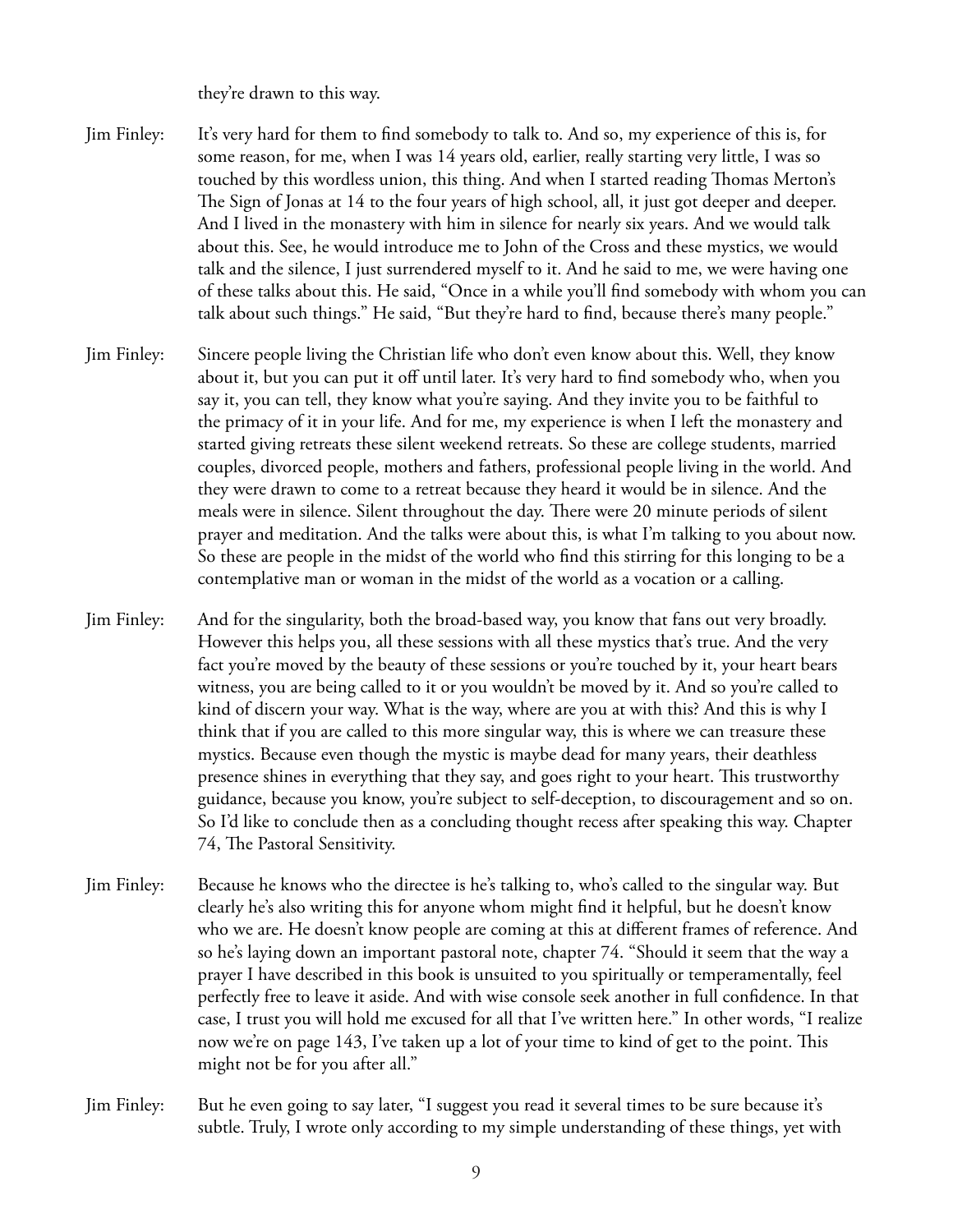they're drawn to this way.

Jim Finley: It's very hard for them to find somebody to talk to. And so, my experience of this is, for some reason, for me, when I was 14 years old, earlier, really starting very little, I was so touched by this wordless union, this thing. And when I started reading Thomas Merton's The Sign of Jonas at 14 to the four years of high school, all, it just got deeper and deeper. And I lived in the monastery with him in silence for nearly six years. And we would talk about this. See, he would introduce me to John of the Cross and these mystics, we would talk and the silence, I just surrendered myself to it. And he said to me, we were having one of these talks about this. He said, "Once in a while you'll find somebody with whom you can talk about such things." He said, "But they're hard to find, because there's many people."

Jim Finley: Sincere people living the Christian life who don't even know about this. Well, they know about it, but you can put it off until later. It's very hard to find somebody who, when you say it, you can tell, they know what you're saying. And they invite you to be faithful to the primacy of it in your life. And for me, my experience is when I left the monastery and started giving retreats these silent weekend retreats. So these are college students, married couples, divorced people, mothers and fathers, professional people living in the world. And they were drawn to come to a retreat because they heard it would be in silence. And the meals were in silence. Silent throughout the day. There were 20 minute periods of silent prayer and meditation. And the talks were about this, is what I'm talking to you about now. So these are people in the midst of the world who find this stirring for this longing to be a contemplative man or woman in the midst of the world as a vocation or a calling.

Jim Finley: And for the singularity, both the broad-based way, you know that fans out very broadly. However this helps you, all these sessions with all these mystics that's true. And the very fact you're moved by the beauty of these sessions or you're touched by it, your heart bears witness, you are being called to it or you wouldn't be moved by it. And so you're called to kind of discern your way. What is the way, where are you at with this? And this is why I think that if you are called to this more singular way, this is where we can treasure these mystics. Because even though the mystic is maybe dead for many years, their deathless presence shines in everything that they say, and goes right to your heart. This trustworthy guidance, because you know, you're subject to self-deception, to discouragement and so on. So I'd like to conclude then as a concluding thought recess after speaking this way. Chapter 74, The Pastoral Sensitivity.

Jim Finley: Because he knows who the directee is he's talking to, who's called to the singular way. But clearly he's also writing this for anyone whom might find it helpful, but he doesn't know who we are. He doesn't know people are coming at this at different frames of reference. And so he's laying down an important pastoral note, chapter 74. "Should it seem that the way a prayer I have described in this book is unsuited to you spiritually or temperamentally, feel perfectly free to leave it aside. And with wise console seek another in full confidence. In that case, I trust you will hold me excused for all that I've written here." In other words, "I realize now we're on page 143, I've taken up a lot of your time to kind of get to the point. This might not be for you after all."

Jim Finley: But he even going to say later, "I suggest you read it several times to be sure because it's subtle. Truly, I wrote only according to my simple understanding of these things, yet with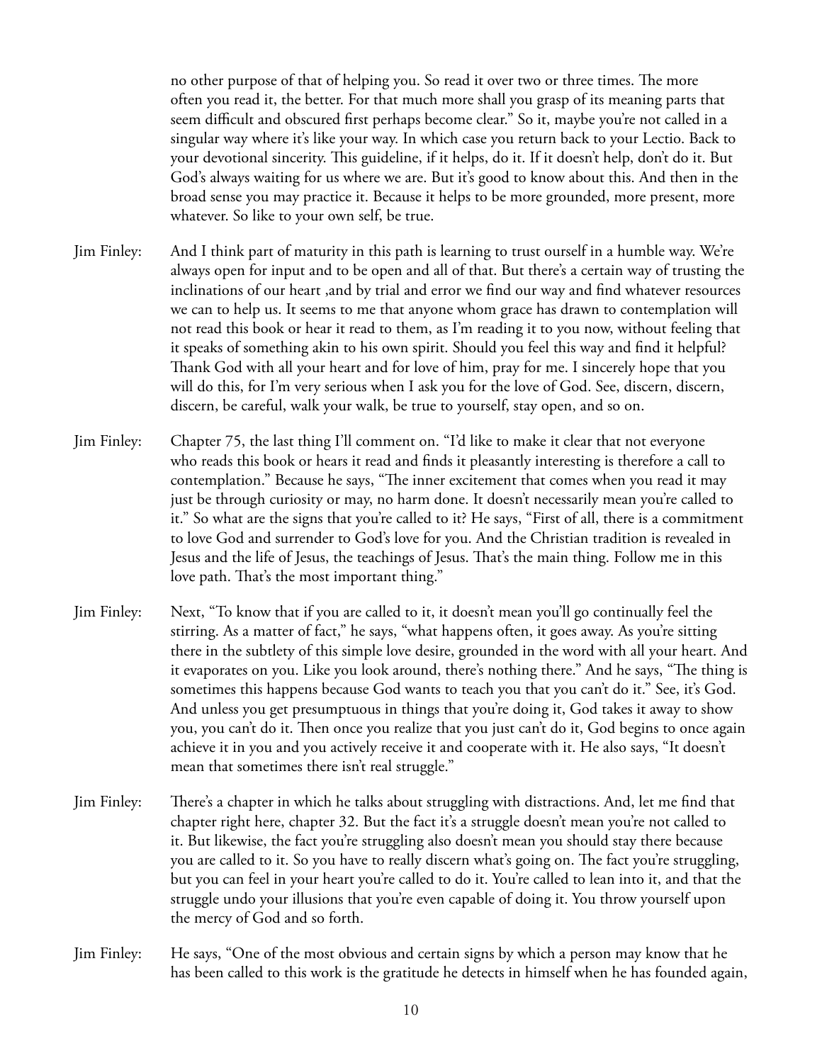no other purpose of that of helping you. So read it over two or three times. The more often you read it, the better. For that much more shall you grasp of its meaning parts that seem difficult and obscured first perhaps become clear." So it, maybe you're not called in a singular way where it's like your way. In which case you return back to your Lectio. Back to your devotional sincerity. This guideline, if it helps, do it. If it doesn't help, don't do it. But God's always waiting for us where we are. But it's good to know about this. And then in the broad sense you may practice it. Because it helps to be more grounded, more present, more whatever. So like to your own self, be true.

Jim Finley: And I think part of maturity in this path is learning to trust ourself in a humble way. We're always open for input and to be open and all of that. But there's a certain way of trusting the inclinations of our heart ,and by trial and error we find our way and find whatever resources we can to help us. It seems to me that anyone whom grace has drawn to contemplation will not read this book or hear it read to them, as I'm reading it to you now, without feeling that it speaks of something akin to his own spirit. Should you feel this way and find it helpful? Thank God with all your heart and for love of him, pray for me. I sincerely hope that you will do this, for I'm very serious when I ask you for the love of God. See, discern, discern, discern, be careful, walk your walk, be true to yourself, stay open, and so on.

Jim Finley: Chapter 75, the last thing I'll comment on. "I'd like to make it clear that not everyone who reads this book or hears it read and finds it pleasantly interesting is therefore a call to contemplation." Because he says, "The inner excitement that comes when you read it may just be through curiosity or may, no harm done. It doesn't necessarily mean you're called to it." So what are the signs that you're called to it? He says, "First of all, there is a commitment to love God and surrender to God's love for you. And the Christian tradition is revealed in Jesus and the life of Jesus, the teachings of Jesus. That's the main thing. Follow me in this love path. That's the most important thing."

Jim Finley: Next, "To know that if you are called to it, it doesn't mean you'll go continually feel the stirring. As a matter of fact," he says, "what happens often, it goes away. As you're sitting there in the subtlety of this simple love desire, grounded in the word with all your heart. And it evaporates on you. Like you look around, there's nothing there." And he says, "The thing is sometimes this happens because God wants to teach you that you can't do it." See, it's God. And unless you get presumptuous in things that you're doing it, God takes it away to show you, you can't do it. Then once you realize that you just can't do it, God begins to once again achieve it in you and you actively receive it and cooperate with it. He also says, "It doesn't mean that sometimes there isn't real struggle."

Jim Finley: There's a chapter in which he talks about struggling with distractions. And, let me find that chapter right here, chapter 32. But the fact it's a struggle doesn't mean you're not called to it. But likewise, the fact you're struggling also doesn't mean you should stay there because you are called to it. So you have to really discern what's going on. The fact you're struggling, but you can feel in your heart you're called to do it. You're called to lean into it, and that the struggle undo your illusions that you're even capable of doing it. You throw yourself upon the mercy of God and so forth.

Jim Finley: He says, "One of the most obvious and certain signs by which a person may know that he has been called to this work is the gratitude he detects in himself when he has founded again,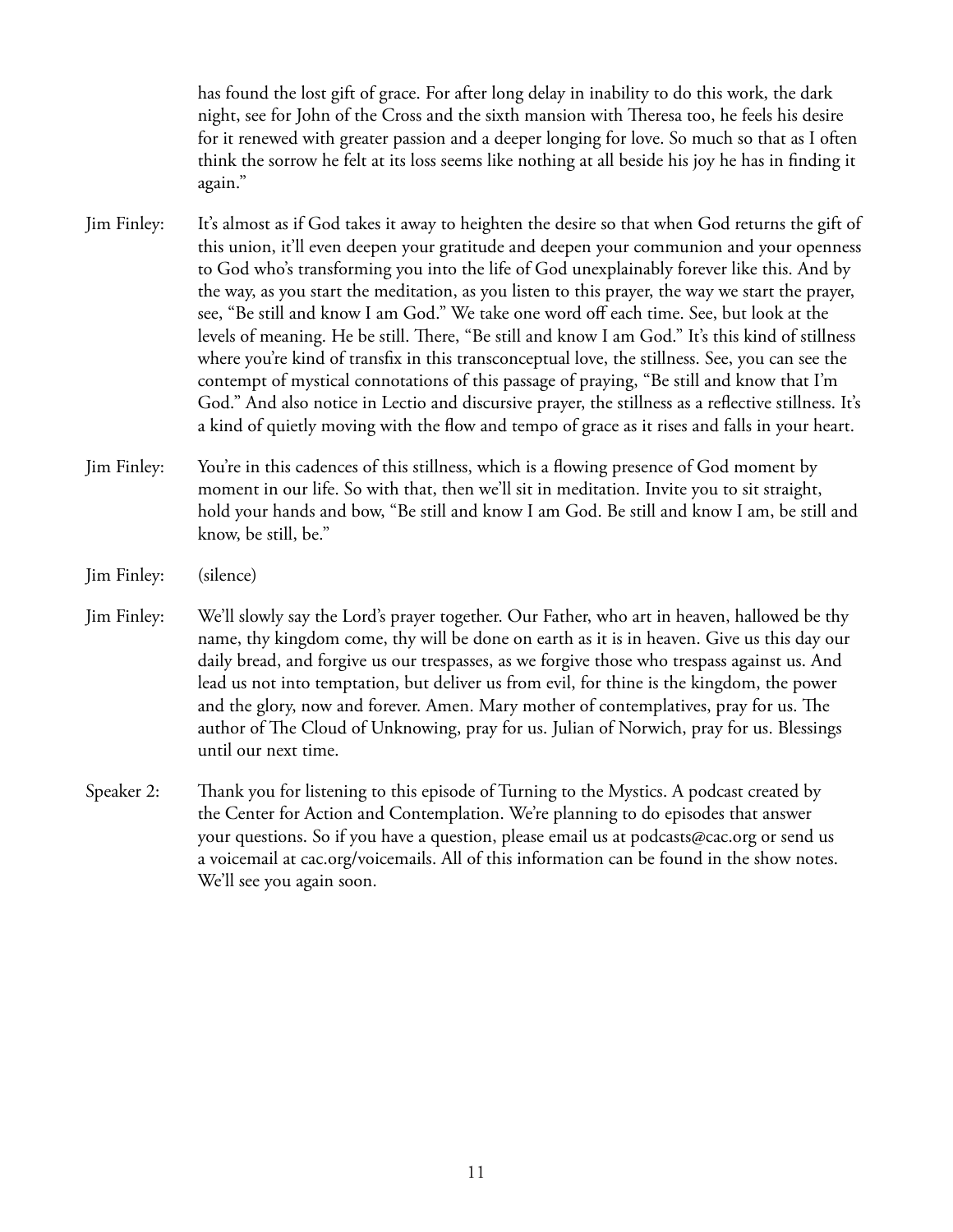has found the lost gift of grace. For after long delay in inability to do this work, the dark night, see for John of the Cross and the sixth mansion with Theresa too, he feels his desire for it renewed with greater passion and a deeper longing for love. So much so that as I often think the sorrow he felt at its loss seems like nothing at all beside his joy he has in finding it again."

Jim Finley: It's almost as if God takes it away to heighten the desire so that when God returns the gift of this union, it'll even deepen your gratitude and deepen your communion and your openness to God who's transforming you into the life of God unexplainably forever like this. And by the way, as you start the meditation, as you listen to this prayer, the way we start the prayer, see, "Be still and know I am God." We take one word off each time. See, but look at the levels of meaning. He be still. There, "Be still and know I am God." It's this kind of stillness where you're kind of transfix in this transconceptual love, the stillness. See, you can see the contempt of mystical connotations of this passage of praying, "Be still and know that I'm God." And also notice in Lectio and discursive prayer, the stillness as a reflective stillness. It's a kind of quietly moving with the flow and tempo of grace as it rises and falls in your heart.

Jim Finley: You're in this cadences of this stillness, which is a flowing presence of God moment by moment in our life. So with that, then we'll sit in meditation. Invite you to sit straight, hold your hands and bow, "Be still and know I am God. Be still and know I am, be still and know, be still, be."

Jim Finley: (silence)

Jim Finley: We'll slowly say the Lord's prayer together. Our Father, who art in heaven, hallowed be thy name, thy kingdom come, thy will be done on earth as it is in heaven. Give us this day our daily bread, and forgive us our trespasses, as we forgive those who trespass against us. And lead us not into temptation, but deliver us from evil, for thine is the kingdom, the power and the glory, now and forever. Amen. Mary mother of contemplatives, pray for us. The author of The Cloud of Unknowing, pray for us. Julian of Norwich, pray for us. Blessings until our next time.

Speaker 2: Thank you for listening to this episode of Turning to the Mystics. A podcast created by the Center for Action and Contemplation. We're planning to do episodes that answer your questions. So if you have a question, please email us at podcasts@cac.org or send us a voicemail at cac.org/voicemails. All of this information can be found in the show notes. We'll see you again soon.